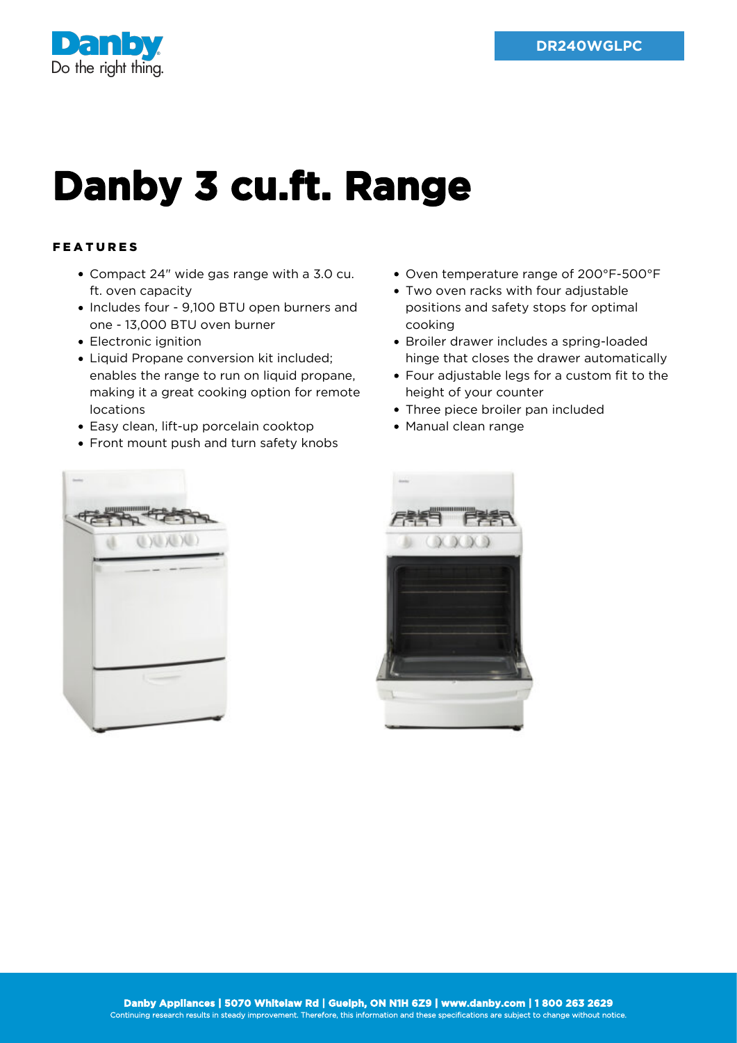DR240WGLPC

# Danby 3 cu.ft. Range

## FEATURES

- Compact 24" wide gas range with a 3.0 cu. ft. oven capacity
- Includes four - 9,100 BTU open burners and one - 13,000 BTU oven burner
- Electronic ignition
- Liquid Propane conversion kit included; enables the range to run on liquid propane, making it a great cooking option for remote locations
- Easy clean, lift-up porcelain cooktop
- Front mount push and turn safety knobs
- Oven temperature range of 200°F-500°F
- Two oven racks with four adjustable positions and safety stops for optimal cooking
- Broiler drawer includes a spring-loaded hinge that closes the drawer automatically
- Four adjustable legs for a custom fit to the height of your counter
- Three piece broiler pan included
- Manual clean range

**Danby Appliances | 5070 Whitelaw Rd | Guelph, ON N1H 6Z9 | www.danby.com | 1 800 263 2629**

Continuing research results in steady improvement. Therefore, this information and these specifications are subject to change without notice.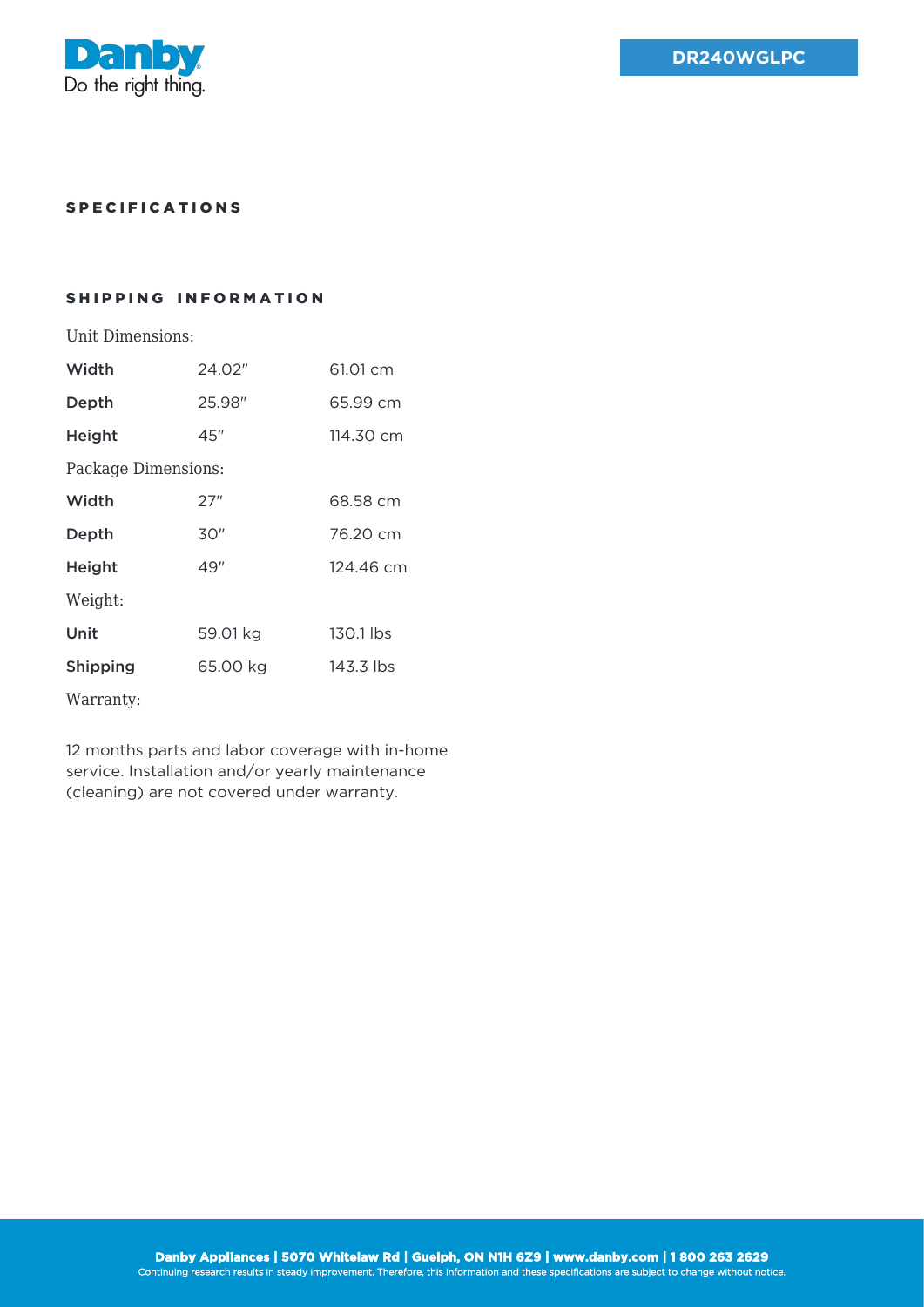DR240WGLPC

## SPECIFICATIONS

### SHIPPING INFORMATION

Unit Dimensions:

| | | |
|---|---|---|
| **Width** | 24.02" | 61.01 cm |
| **Depth** | 25.98" | 65.99 cm |
| **Height** | 45" | 114.30 cm |

Package Dimensions:

| | | |
|---|---|---|
| **Width** | 27" | 68.58 cm |
| **Depth** | 30" | 76.20 cm |
| **Height** | 49" | 124.46 cm |

Weight:

| | | |
|---|---|---|
| **Unit** | 59.01 kg | 130.1 lbs |
| **Shipping** | 65.00 kg | 143.3 lbs |

Warranty:

12 months parts and labor coverage with in-home service. Installation and/or yearly maintenance (cleaning) are not covered under warranty.

**Danby Appliances | 5070 Whitelaw Rd | Guelph, ON N1H 6Z9 | www.danby.com | 1 800 263 2629**
Continuing research results in steady improvement. Therefore, this information and these specifications are subject to change without notice.